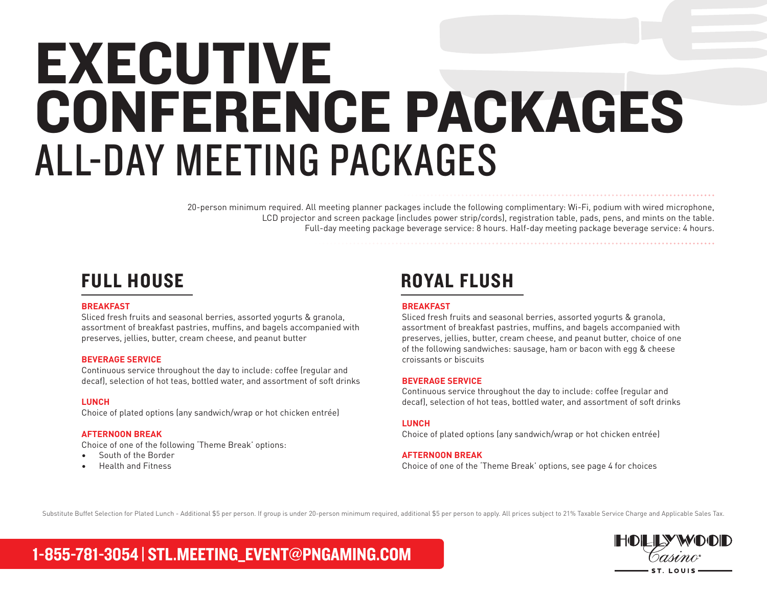# EXECUTIVE CONFERENCE PACKAGES

## ALL-DAY MEETING PACKAGES

20-person minimum required. All meeting planner packages include the following complimentary: Wi-Fi, podium with wired microphone, LCD projector and screen package (includes power strip/cords), registration table, pads, pens, and mints on the table.
Full-day meeting package beverage service: 8 hours. Half-day meeting package beverage service: 4 hours.

## FULL HOUSE

**BREAKFAST**
Sliced fresh fruits and seasonal berries, assorted yogurts & granola, assortment of breakfast pastries, muffins, and bagels accompanied with preserves, jellies, butter, cream cheese, and peanut butter

**BEVERAGE SERVICE**
Continuous service throughout the day to include: coffee (regular and decaf), selection of hot teas, bottled water, and assortment of soft drinks

**LUNCH**
Choice of plated options (any sandwich/wrap or hot chicken entrée)

**AFTERNOON BREAK**
Choice of one of the following 'Theme Break' options:

- South of the Border
- Health and Fitness

## ROYAL FLUSH

**BREAKFAST**
Sliced fresh fruits and seasonal berries, assorted yogurts & granola, assortment of breakfast pastries, muffins, and bagels accompanied with preserves, jellies, butter, cream cheese, and peanut butter, choice of one of the following sandwiches: sausage, ham or bacon with egg & cheese croissants or biscuits

**BEVERAGE SERVICE**
Continuous service throughout the day to include: coffee (regular and decaf), selection of hot teas, bottled water, and assortment of soft drinks

**LUNCH**
Choice of plated options (any sandwich/wrap or hot chicken entrée)

**AFTERNOON BREAK**
Choice of one of the 'Theme Break' options, see page 4 for choices

Substitute Buffet Selection for Plated Lunch - Additional $5 per person. If group is under 20-person minimum required, additional $5 per person to apply. All prices subject to 21% Taxable Service Charge and Applicable Sales Tax.

**1-855-781-3054 | STL.MEETING_EVENT@PNGAMING.COM**

HOLLYWOOD Casino ST. LOUIS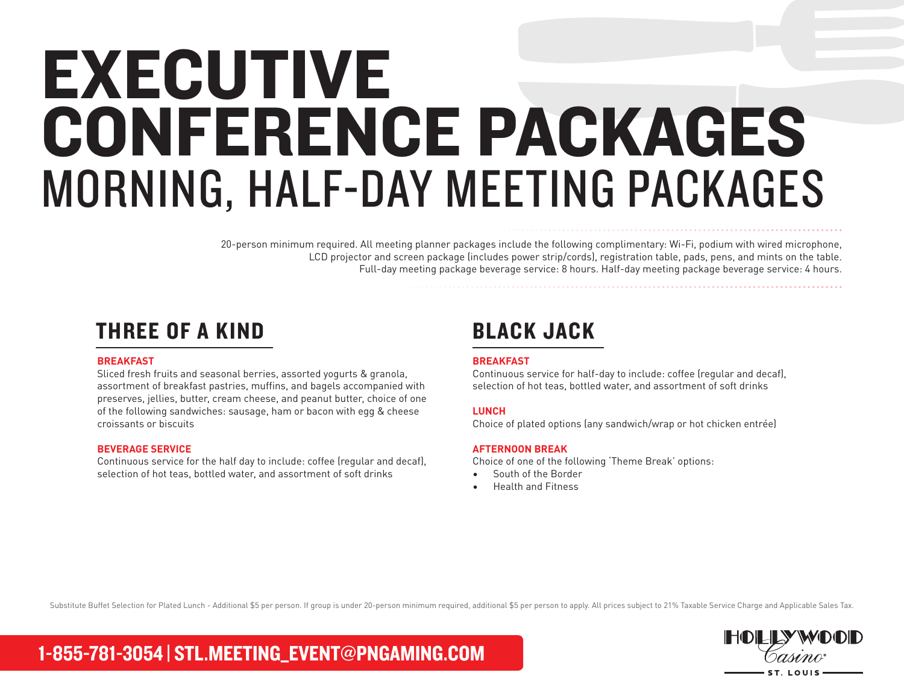# EXECUTIVE CONFERENCE PACKAGES

## MORNING, HALF-DAY MEETING PACKAGES

20-person minimum required. All meeting planner packages include the following complimentary: Wi-Fi, podium with wired microphone, LCD projector and screen package (includes power strip/cords), registration table, pads, pens, and mints on the table. Full-day meeting package beverage service: 8 hours. Half-day meeting package beverage service: 4 hours.

## THREE OF A KIND

**BREAKFAST**

Sliced fresh fruits and seasonal berries, assorted yogurts & granola, assortment of breakfast pastries, muffins, and bagels accompanied with preserves, jellies, butter, cream cheese, and peanut butter, choice of one of the following sandwiches: sausage, ham or bacon with egg & cheese croissants or biscuits

**BEVERAGE SERVICE**

Continuous service for the half day to include: coffee (regular and decaf), selection of hot teas, bottled water, and assortment of soft drinks

## BLACK JACK

**BREAKFAST**

Continuous service for half-day to include: coffee (regular and decaf), selection of hot teas, bottled water, and assortment of soft drinks

**LUNCH**

Choice of plated options (any sandwich/wrap or hot chicken entrée)

**AFTERNOON BREAK**

Choice of one of the following 'Theme Break' options:

- South of the Border
- Health and Fitness

Substitute Buffet Selection for Plated Lunch - Additional $5 per person. If group is under 20-person minimum required, additional $5 per person to apply. All prices subject to 21% Taxable Service Charge and Applicable Sales Tax.

**1-855-781-3054 | STL.MEETING_EVENT@PNGAMING.COM**

HOLLYWOOD Casino ST. LOUIS